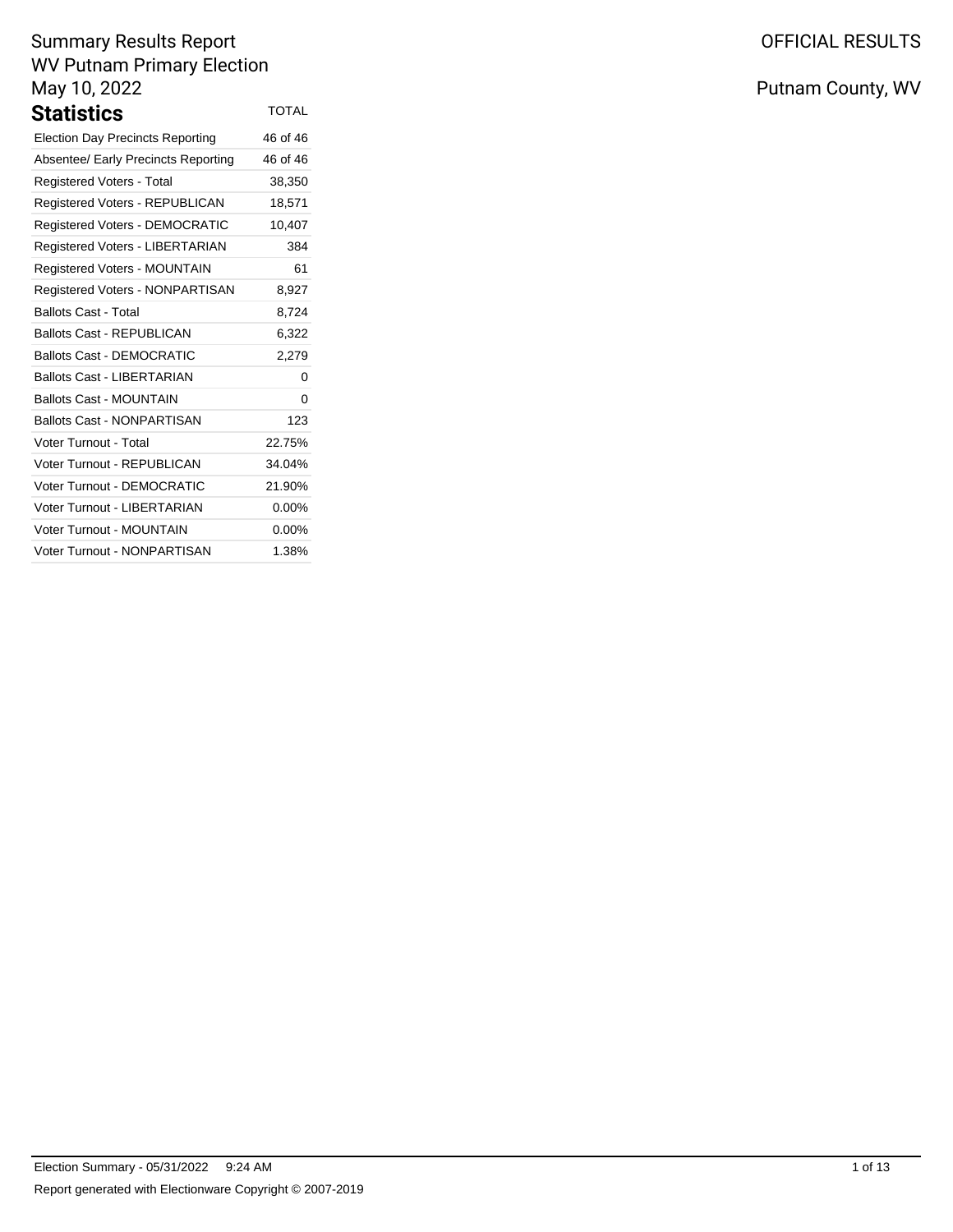Summary Results Report
WV Putnam Primary Election
May 10, 2022

OFFICIAL RESULTS

Putnam County, WV

## Statistics

| | TOTAL |
|---|---|
| Election Day Precincts Reporting | 46 of 46 |
| Absentee/ Early Precincts Reporting | 46 of 46 |
| Registered Voters - Total | 38,350 |
| Registered Voters - REPUBLICAN | 18,571 |
| Registered Voters - DEMOCRATIC | 10,407 |
| Registered Voters - LIBERTARIAN | 384 |
| Registered Voters - MOUNTAIN | 61 |
| Registered Voters - NONPARTISAN | 8,927 |
| Ballots Cast - Total | 8,724 |
| Ballots Cast - REPUBLICAN | 6,322 |
| Ballots Cast - DEMOCRATIC | 2,279 |
| Ballots Cast - LIBERTARIAN | 0 |
| Ballots Cast - MOUNTAIN | 0 |
| Ballots Cast - NONPARTISAN | 123 |
| Voter Turnout - Total | 22.75% |
| Voter Turnout - REPUBLICAN | 34.04% |
| Voter Turnout - DEMOCRATIC | 21.90% |
| Voter Turnout - LIBERTARIAN | 0.00% |
| Voter Turnout - MOUNTAIN | 0.00% |
| Voter Turnout - NONPARTISAN | 1.38% |

Election Summary - 05/31/2022 9:24 AM

Report generated with Electionware Copyright © 2007-2019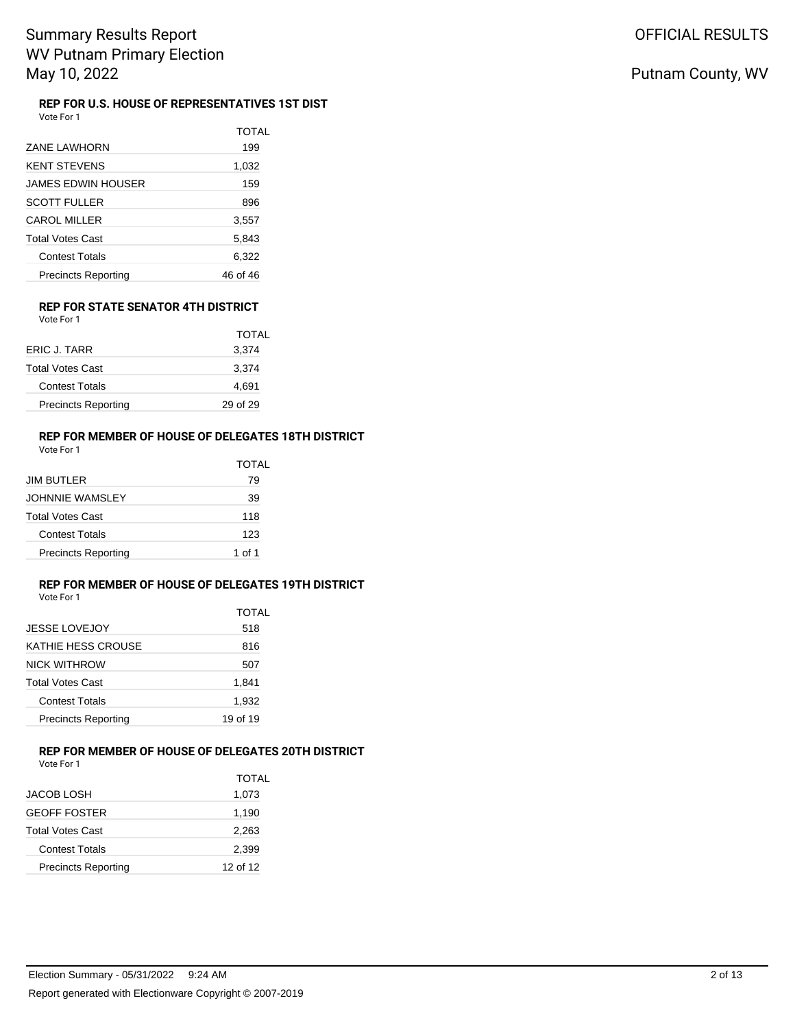# Summary Results Report
# WV Putnam Primary Election
# May 10, 2022

OFFICIAL RESULTS

Putnam County, WV

### REP FOR U.S. HOUSE OF REPRESENTATIVES 1ST DIST

Vote For 1

| | TOTAL |
|---|---|
| ZANE LAWHORN | 199 |
| KENT STEVENS | 1,032 |
| JAMES EDWIN HOUSER | 159 |
| SCOTT FULLER | 896 |
| CAROL MILLER | 3,557 |
| Total Votes Cast | 5,843 |
| Contest Totals | 6,322 |
| Precincts Reporting | 46 of 46 |

### REP FOR STATE SENATOR 4TH DISTRICT

Vote For 1

| | TOTAL |
|---|---|
| ERIC J. TARR | 3,374 |
| Total Votes Cast | 3,374 |
| Contest Totals | 4,691 |
| Precincts Reporting | 29 of 29 |

### REP FOR MEMBER OF HOUSE OF DELEGATES 18TH DISTRICT

Vote For 1

| | TOTAL |
|---|---|
| JIM BUTLER | 79 |
| JOHNNIE WAMSLEY | 39 |
| Total Votes Cast | 118 |
| Contest Totals | 123 |
| Precincts Reporting | 1 of 1 |

### REP FOR MEMBER OF HOUSE OF DELEGATES 19TH DISTRICT

Vote For 1

| | TOTAL |
|---|---|
| JESSE LOVEJOY | 518 |
| KATHIE HESS CROUSE | 816 |
| NICK WITHROW | 507 |
| Total Votes Cast | 1,841 |
| Contest Totals | 1,932 |
| Precincts Reporting | 19 of 19 |

### REP FOR MEMBER OF HOUSE OF DELEGATES 20TH DISTRICT

Vote For 1

| | TOTAL |
|---|---|
| JACOB LOSH | 1,073 |
| GEOFF FOSTER | 1,190 |
| Total Votes Cast | 2,263 |
| Contest Totals | 2,399 |
| Precincts Reporting | 12 of 12 |

Election Summary - 05/31/2022 9:24 AM

Report generated with Electionware Copyright © 2007-2019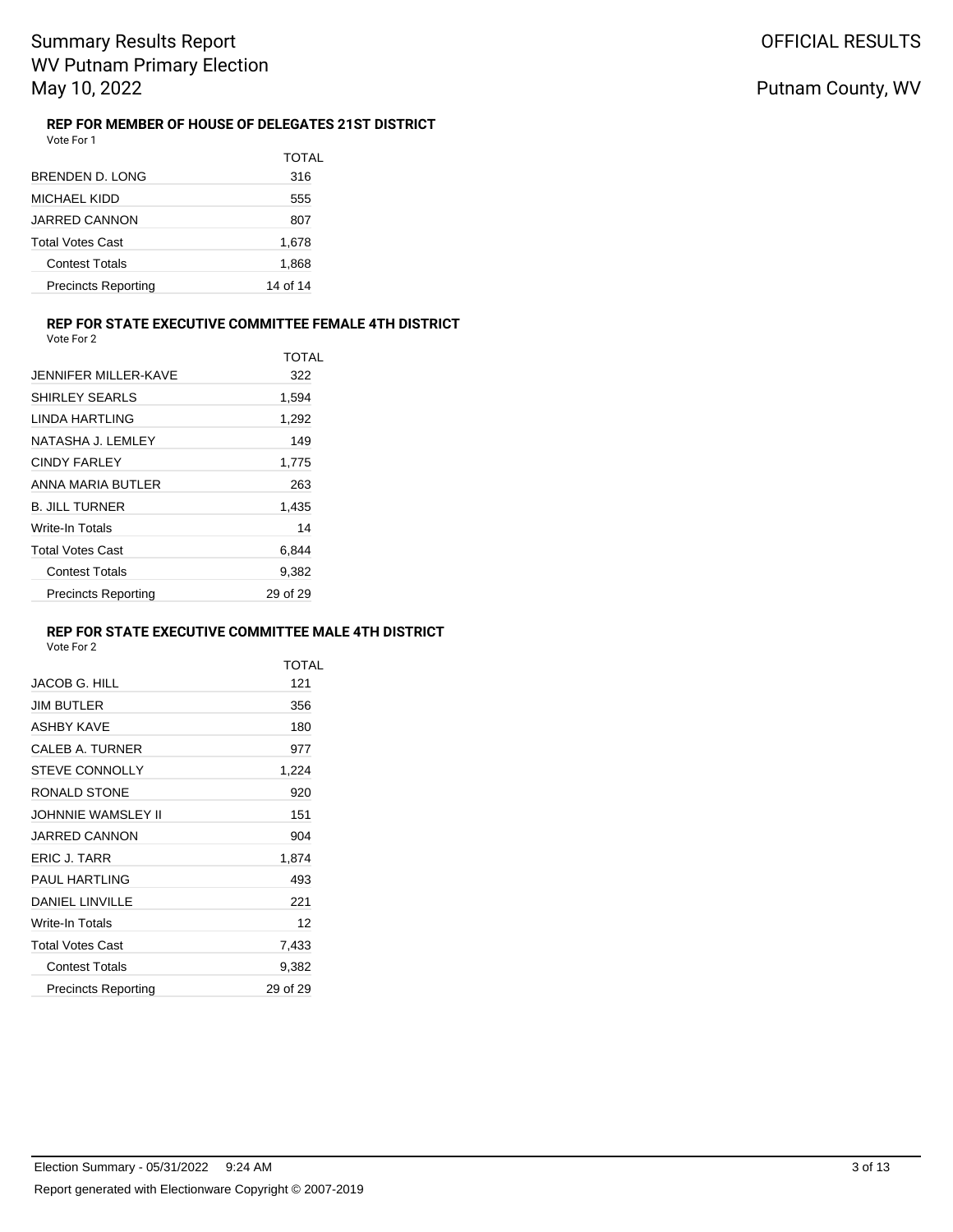## REP FOR MEMBER OF HOUSE OF DELEGATES 21ST DISTRICT

Vote For 1

| | TOTAL |
|---|---|
| BRENDEN D. LONG | 316 |
| MICHAEL KIDD | 555 |
| JARRED CANNON | 807 |
| Total Votes Cast | 1,678 |
| Contest Totals | 1,868 |
| Precincts Reporting | 14 of 14 |

## REP FOR STATE EXECUTIVE COMMITTEE FEMALE 4TH DISTRICT

Vote For 2

| | TOTAL |
|---|---|
| JENNIFER MILLER-KAVE | 322 |
| SHIRLEY SEARLS | 1,594 |
| LINDA HARTLING | 1,292 |
| NATASHA J. LEMLEY | 149 |
| CINDY FARLEY | 1,775 |
| ANNA MARIA BUTLER | 263 |
| B. JILL TURNER | 1,435 |
| Write-In Totals | 14 |
| Total Votes Cast | 6,844 |
| Contest Totals | 9,382 |
| Precincts Reporting | 29 of 29 |

## REP FOR STATE EXECUTIVE COMMITTEE MALE 4TH DISTRICT

Vote For 2

| | TOTAL |
|---|---|
| JACOB G. HILL | 121 |
| JIM BUTLER | 356 |
| ASHBY KAVE | 180 |
| CALEB A. TURNER | 977 |
| STEVE CONNOLLY | 1,224 |
| RONALD STONE | 920 |
| JOHNNIE WAMSLEY II | 151 |
| JARRED CANNON | 904 |
| ERIC J. TARR | 1,874 |
| PAUL HARTLING | 493 |
| DANIEL LINVILLE | 221 |
| Write-In Totals | 12 |
| Total Votes Cast | 7,433 |
| Contest Totals | 9,382 |
| Precincts Reporting | 29 of 29 |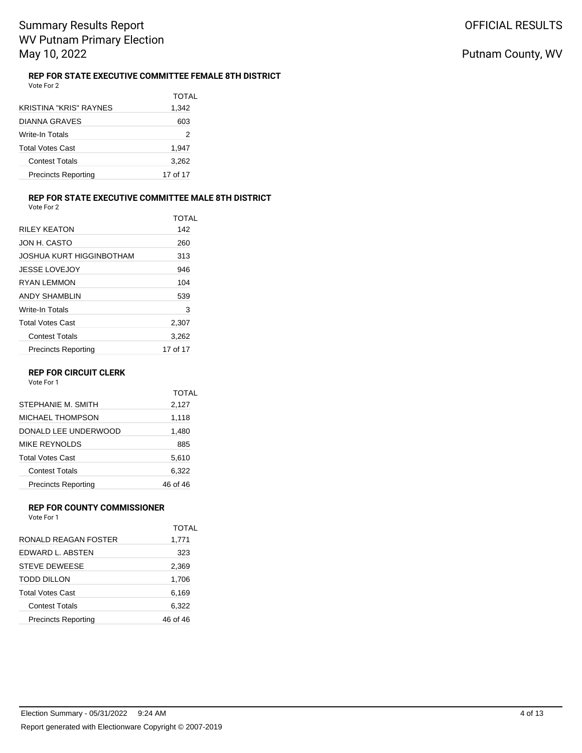# Summary Results Report
## WV Putnam Primary Election
## May 10, 2022

OFFICIAL RESULTS

Putnam County, WV

### REP FOR STATE EXECUTIVE COMMITTEE FEMALE 8TH DISTRICT

Vote For 2

| | TOTAL |
|---|---|
| KRISTINA "KRIS" RAYNES | 1,342 |
| DIANNA GRAVES | 603 |
| Write-In Totals | 2 |
| Total Votes Cast | 1,947 |
| Contest Totals | 3,262 |
| Precincts Reporting | 17 of 17 |

### REP FOR STATE EXECUTIVE COMMITTEE MALE 8TH DISTRICT

Vote For 2

| | TOTAL |
|---|---|
| RILEY KEATON | 142 |
| JON H. CASTO | 260 |
| JOSHUA KURT HIGGINBOTHAM | 313 |
| JESSE LOVEJOY | 946 |
| RYAN LEMMON | 104 |
| ANDY SHAMBLIN | 539 |
| Write-In Totals | 3 |
| Total Votes Cast | 2,307 |
| Contest Totals | 3,262 |
| Precincts Reporting | 17 of 17 |

### REP FOR CIRCUIT CLERK

Vote For 1

| | TOTAL |
|---|---|
| STEPHANIE M. SMITH | 2,127 |
| MICHAEL THOMPSON | 1,118 |
| DONALD LEE UNDERWOOD | 1,480 |
| MIKE REYNOLDS | 885 |
| Total Votes Cast | 5,610 |
| Contest Totals | 6,322 |
| Precincts Reporting | 46 of 46 |

### REP FOR COUNTY COMMISSIONER

Vote For 1

| | TOTAL |
|---|---|
| RONALD REAGAN FOSTER | 1,771 |
| EDWARD L. ABSTEN | 323 |
| STEVE DEWEESE | 2,369 |
| TODD DILLON | 1,706 |
| Total Votes Cast | 6,169 |
| Contest Totals | 6,322 |
| Precincts Reporting | 46 of 46 |

Election Summary - 05/31/2022 9:24 AM

Report generated with Electionware Copyright © 2007-2019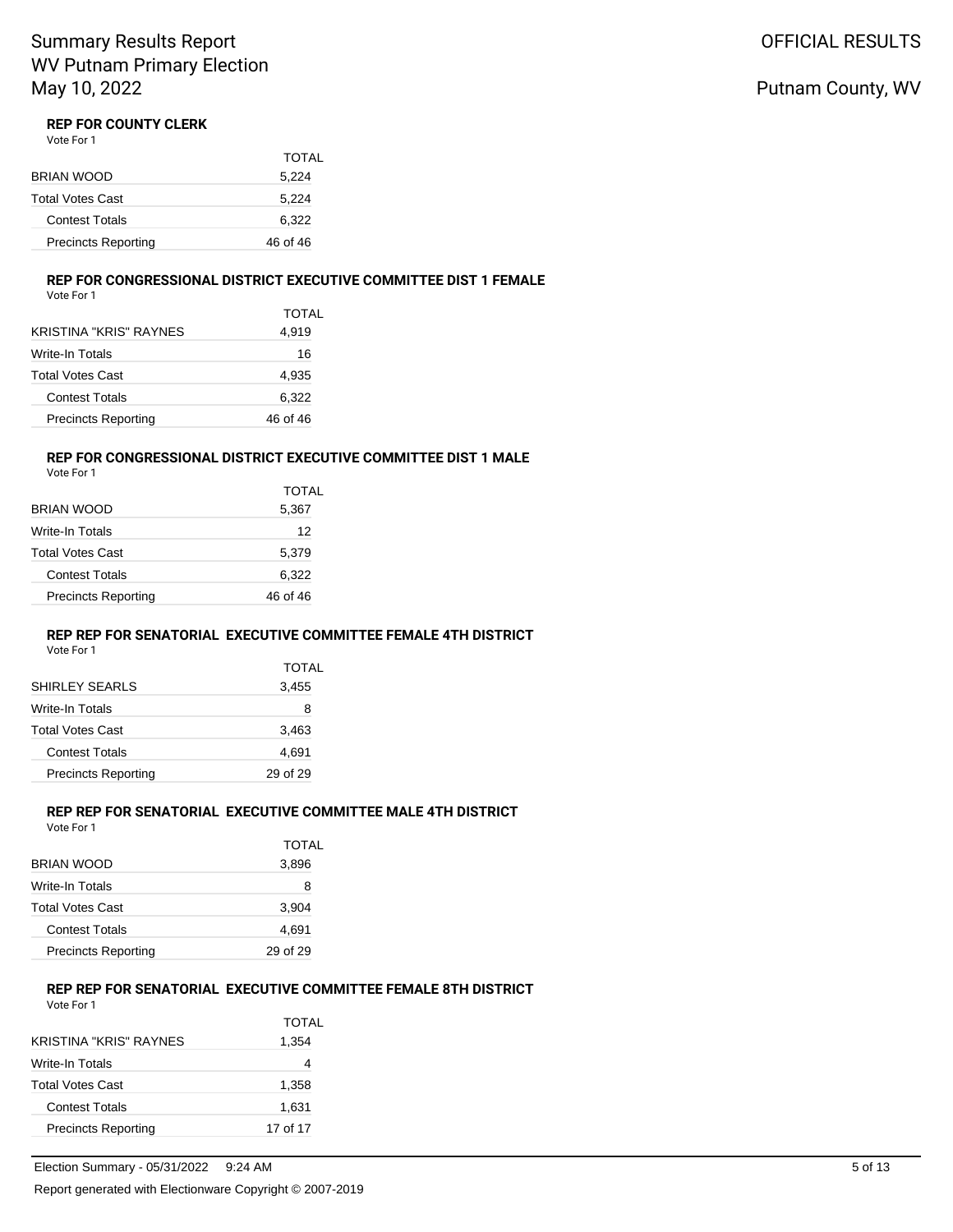## REP FOR COUNTY CLERK

Vote For 1

| | TOTAL |
|---|---|
| BRIAN WOOD | 5,224 |
| Total Votes Cast | 5,224 |
| Contest Totals | 6,322 |
| Precincts Reporting | 46 of 46 |

## REP FOR CONGRESSIONAL DISTRICT EXECUTIVE COMMITTEE DIST 1 FEMALE

Vote For 1

| | TOTAL |
|---|---|
| KRISTINA "KRIS" RAYNES | 4,919 |
| Write-In Totals | 16 |
| Total Votes Cast | 4,935 |
| Contest Totals | 6,322 |
| Precincts Reporting | 46 of 46 |

## REP FOR CONGRESSIONAL DISTRICT EXECUTIVE COMMITTEE DIST 1 MALE

Vote For 1

| | TOTAL |
|---|---|
| BRIAN WOOD | 5,367 |
| Write-In Totals | 12 |
| Total Votes Cast | 5,379 |
| Contest Totals | 6,322 |
| Precincts Reporting | 46 of 46 |

## REP REP FOR SENATORIAL EXECUTIVE COMMITTEE FEMALE 4TH DISTRICT

Vote For 1

| | TOTAL |
|---|---|
| SHIRLEY SEARLS | 3,455 |
| Write-In Totals | 8 |
| Total Votes Cast | 3,463 |
| Contest Totals | 4,691 |
| Precincts Reporting | 29 of 29 |

## REP REP FOR SENATORIAL EXECUTIVE COMMITTEE MALE 4TH DISTRICT

Vote For 1

| | TOTAL |
|---|---|
| BRIAN WOOD | 3,896 |
| Write-In Totals | 8 |
| Total Votes Cast | 3,904 |
| Contest Totals | 4,691 |
| Precincts Reporting | 29 of 29 |

## REP REP FOR SENATORIAL EXECUTIVE COMMITTEE FEMALE 8TH DISTRICT

Vote For 1

| | TOTAL |
|---|---|
| KRISTINA "KRIS" RAYNES | 1,354 |
| Write-In Totals | 4 |
| Total Votes Cast | 1,358 |
| Contest Totals | 1,631 |
| Precincts Reporting | 17 of 17 |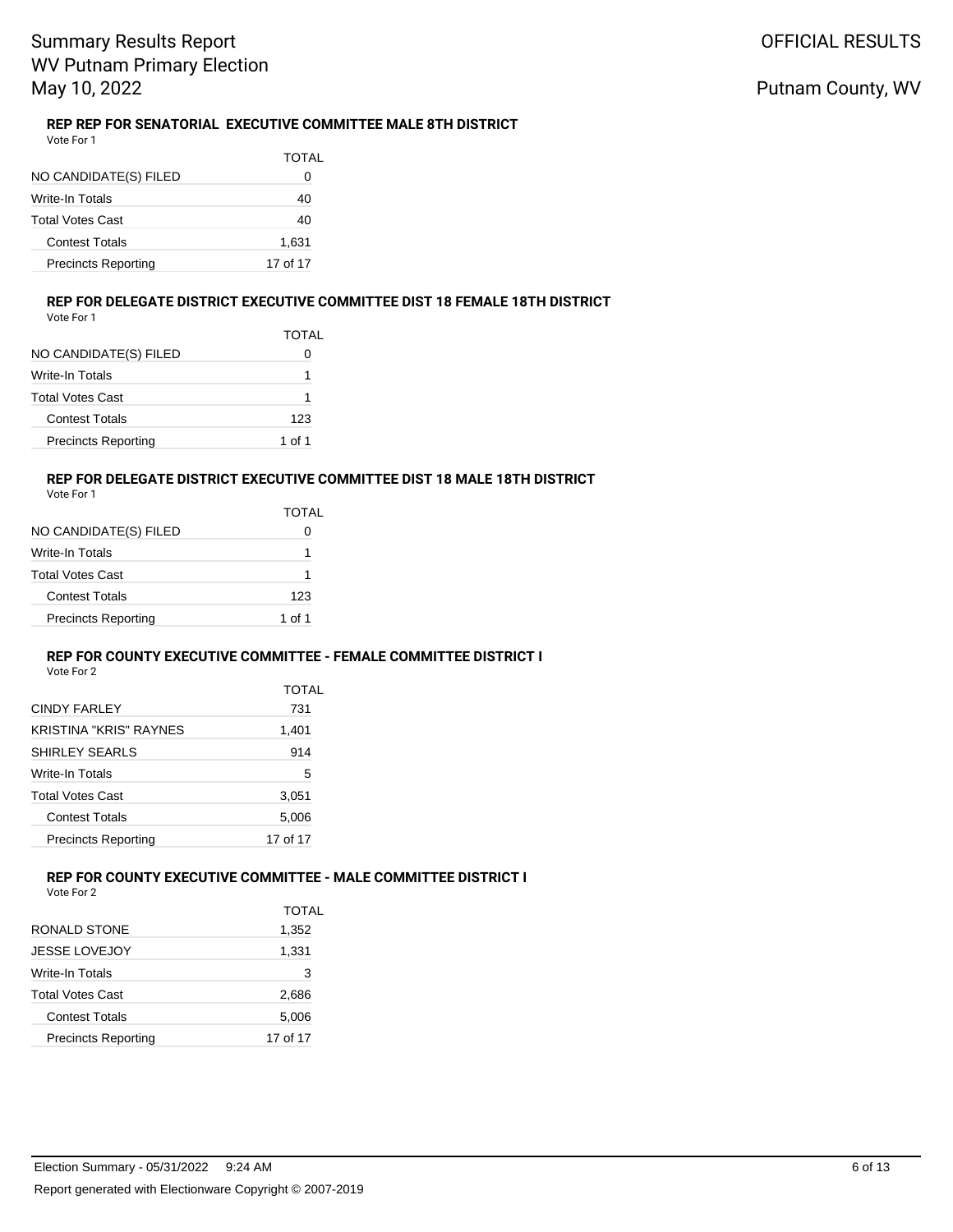### REP REP FOR SENATORIAL EXECUTIVE COMMITTEE MALE 8TH DISTRICT

Vote For 1

| | TOTAL |
|---|---|
| NO CANDIDATE(S) FILED | 0 |
| Write-In Totals | 40 |
| Total Votes Cast | 40 |
| Contest Totals | 1,631 |
| Precincts Reporting | 17 of 17 |

### REP FOR DELEGATE DISTRICT EXECUTIVE COMMITTEE DIST 18 FEMALE 18TH DISTRICT

Vote For 1

| | TOTAL |
|---|---|
| NO CANDIDATE(S) FILED | 0 |
| Write-In Totals | 1 |
| Total Votes Cast | 1 |
| Contest Totals | 123 |
| Precincts Reporting | 1 of 1 |

### REP FOR DELEGATE DISTRICT EXECUTIVE COMMITTEE DIST 18 MALE 18TH DISTRICT

Vote For 1

| | TOTAL |
|---|---|
| NO CANDIDATE(S) FILED | 0 |
| Write-In Totals | 1 |
| Total Votes Cast | 1 |
| Contest Totals | 123 |
| Precincts Reporting | 1 of 1 |

### REP FOR COUNTY EXECUTIVE COMMITTEE - FEMALE COMMITTEE DISTRICT I

Vote For 2

| | TOTAL |
|---|---|
| CINDY FARLEY | 731 |
| KRISTINA "KRIS" RAYNES | 1,401 |
| SHIRLEY SEARLS | 914 |
| Write-In Totals | 5 |
| Total Votes Cast | 3,051 |
| Contest Totals | 5,006 |
| Precincts Reporting | 17 of 17 |

### REP FOR COUNTY EXECUTIVE COMMITTEE - MALE COMMITTEE DISTRICT I

Vote For 2

| | TOTAL |
|---|---|
| RONALD STONE | 1,352 |
| JESSE LOVEJOY | 1,331 |
| Write-In Totals | 3 |
| Total Votes Cast | 2,686 |
| Contest Totals | 5,006 |
| Precincts Reporting | 17 of 17 |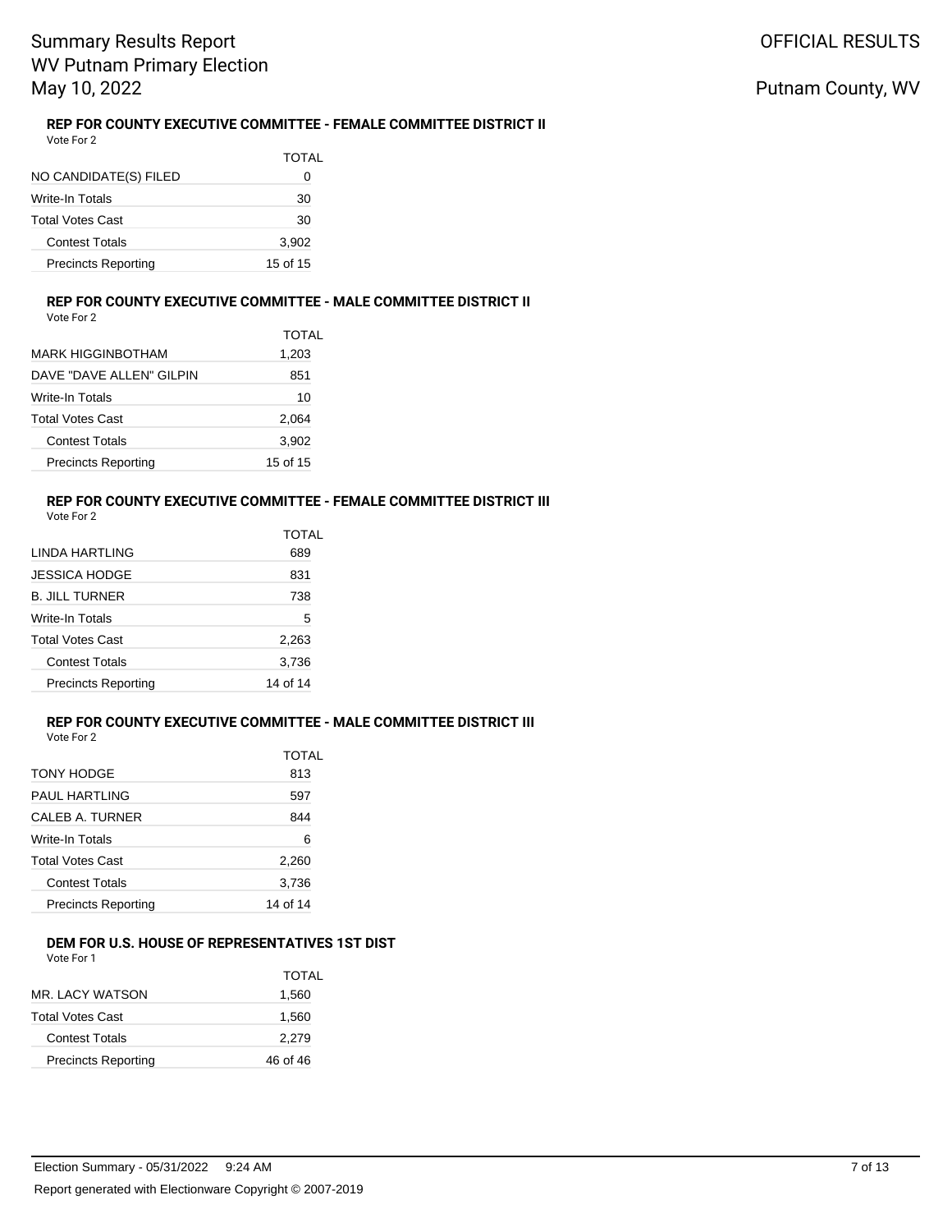### REP FOR COUNTY EXECUTIVE COMMITTEE - FEMALE COMMITTEE DISTRICT II

Vote For 2

| | TOTAL |
|---|---|
| NO CANDIDATE(S) FILED | 0 |
| Write-In Totals | 30 |
| Total Votes Cast | 30 |
| Contest Totals | 3,902 |
| Precincts Reporting | 15 of 15 |

### REP FOR COUNTY EXECUTIVE COMMITTEE - MALE COMMITTEE DISTRICT II

Vote For 2

| | TOTAL |
|---|---|
| MARK HIGGINBOTHAM | 1,203 |
| DAVE "DAVE ALLEN" GILPIN | 851 |
| Write-In Totals | 10 |
| Total Votes Cast | 2,064 |
| Contest Totals | 3,902 |
| Precincts Reporting | 15 of 15 |

### REP FOR COUNTY EXECUTIVE COMMITTEE - FEMALE COMMITTEE DISTRICT III

Vote For 2

| | TOTAL |
|---|---|
| LINDA HARTLING | 689 |
| JESSICA HODGE | 831 |
| B. JILL TURNER | 738 |
| Write-In Totals | 5 |
| Total Votes Cast | 2,263 |
| Contest Totals | 3,736 |
| Precincts Reporting | 14 of 14 |

### REP FOR COUNTY EXECUTIVE COMMITTEE - MALE COMMITTEE DISTRICT III

Vote For 2

| | TOTAL |
|---|---|
| TONY HODGE | 813 |
| PAUL HARTLING | 597 |
| CALEB A. TURNER | 844 |
| Write-In Totals | 6 |
| Total Votes Cast | 2,260 |
| Contest Totals | 3,736 |
| Precincts Reporting | 14 of 14 |

### DEM FOR U.S. HOUSE OF REPRESENTATIVES 1ST DIST

Vote For 1

| | TOTAL |
|---|---|
| MR. LACY WATSON | 1,560 |
| Total Votes Cast | 1,560 |
| Contest Totals | 2,279 |
| Precincts Reporting | 46 of 46 |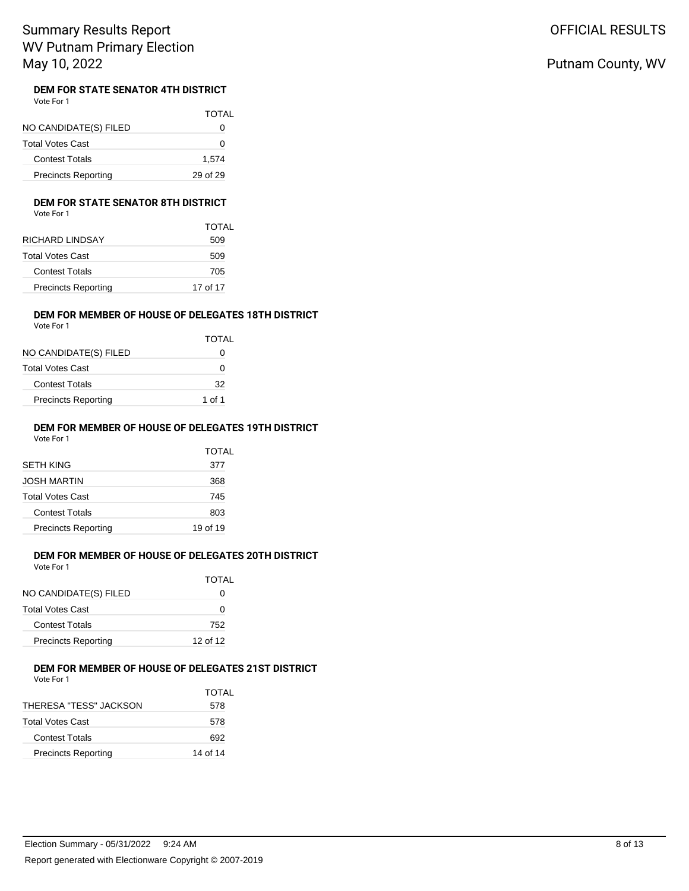## DEM FOR STATE SENATOR 4TH DISTRICT

Vote For 1

| | TOTAL |
|---|---|
| NO CANDIDATE(S) FILED | 0 |
| Total Votes Cast | 0 |
| Contest Totals | 1,574 |
| Precincts Reporting | 29 of 29 |

## DEM FOR STATE SENATOR 8TH DISTRICT

Vote For 1

| | TOTAL |
|---|---|
| RICHARD LINDSAY | 509 |
| Total Votes Cast | 509 |
| Contest Totals | 705 |
| Precincts Reporting | 17 of 17 |

## DEM FOR MEMBER OF HOUSE OF DELEGATES 18TH DISTRICT

Vote For 1

| | TOTAL |
|---|---|
| NO CANDIDATE(S) FILED | 0 |
| Total Votes Cast | 0 |
| Contest Totals | 32 |
| Precincts Reporting | 1 of 1 |

## DEM FOR MEMBER OF HOUSE OF DELEGATES 19TH DISTRICT

Vote For 1

| | TOTAL |
|---|---|
| SETH KING | 377 |
| JOSH MARTIN | 368 |
| Total Votes Cast | 745 |
| Contest Totals | 803 |
| Precincts Reporting | 19 of 19 |

## DEM FOR MEMBER OF HOUSE OF DELEGATES 20TH DISTRICT

Vote For 1

| | TOTAL |
|---|---|
| NO CANDIDATE(S) FILED | 0 |
| Total Votes Cast | 0 |
| Contest Totals | 752 |
| Precincts Reporting | 12 of 12 |

## DEM FOR MEMBER OF HOUSE OF DELEGATES 21ST DISTRICT

Vote For 1

| | TOTAL |
|---|---|
| THERESA "TESS" JACKSON | 578 |
| Total Votes Cast | 578 |
| Contest Totals | 692 |
| Precincts Reporting | 14 of 14 |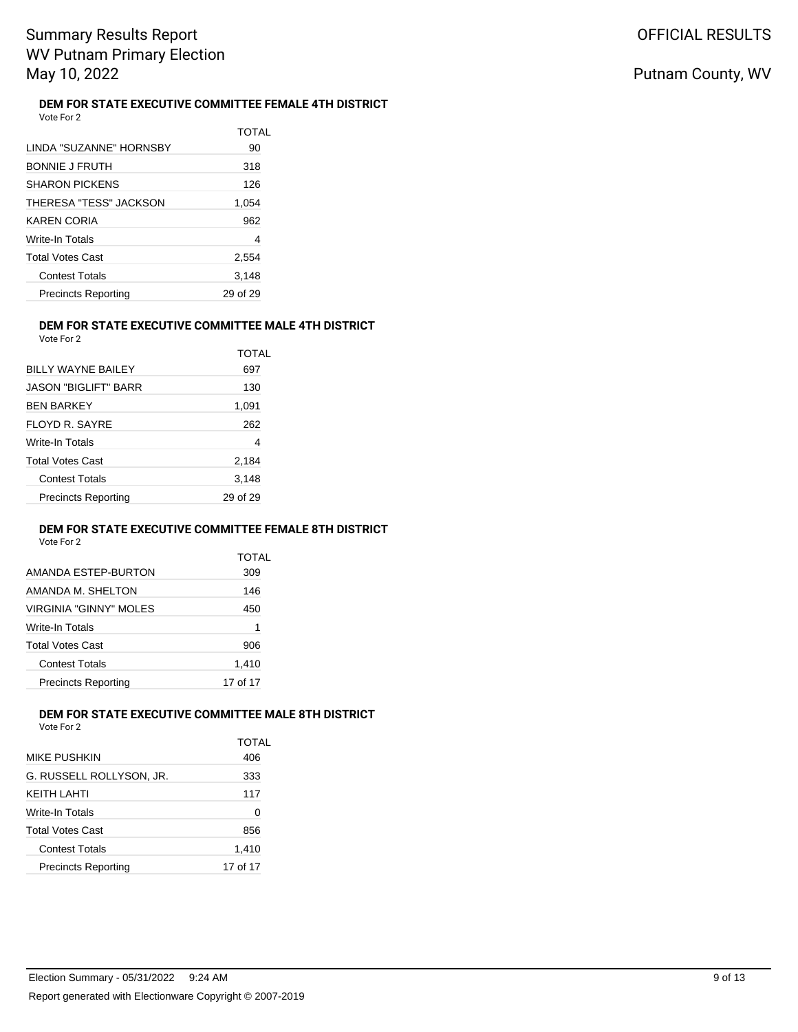#### DEM FOR STATE EXECUTIVE COMMITTEE FEMALE 4TH DISTRICT

Vote For 2

| | TOTAL |
|---|---|
| LINDA "SUZANNE" HORNSBY | 90 |
| BONNIE J FRUTH | 318 |
| SHARON PICKENS | 126 |
| THERESA "TESS" JACKSON | 1,054 |
| KAREN CORIA | 962 |
| Write-In Totals | 4 |
| Total Votes Cast | 2,554 |
| Contest Totals | 3,148 |
| Precincts Reporting | 29 of 29 |

#### DEM FOR STATE EXECUTIVE COMMITTEE MALE 4TH DISTRICT

Vote For 2

| | TOTAL |
|---|---|
| BILLY WAYNE BAILEY | 697 |
| JASON "BIGLIFT" BARR | 130 |
| BEN BARKEY | 1,091 |
| FLOYD R. SAYRE | 262 |
| Write-In Totals | 4 |
| Total Votes Cast | 2,184 |
| Contest Totals | 3,148 |
| Precincts Reporting | 29 of 29 |

#### DEM FOR STATE EXECUTIVE COMMITTEE FEMALE 8TH DISTRICT

Vote For 2

| | TOTAL |
|---|---|
| AMANDA ESTEP-BURTON | 309 |
| AMANDA M. SHELTON | 146 |
| VIRGINIA "GINNY" MOLES | 450 |
| Write-In Totals | 1 |
| Total Votes Cast | 906 |
| Contest Totals | 1,410 |
| Precincts Reporting | 17 of 17 |

#### DEM FOR STATE EXECUTIVE COMMITTEE MALE 8TH DISTRICT

Vote For 2

| | TOTAL |
|---|---|
| MIKE PUSHKIN | 406 |
| G. RUSSELL ROLLYSON, JR. | 333 |
| KEITH LAHTI | 117 |
| Write-In Totals | 0 |
| Total Votes Cast | 856 |
| Contest Totals | 1,410 |
| Precincts Reporting | 17 of 17 |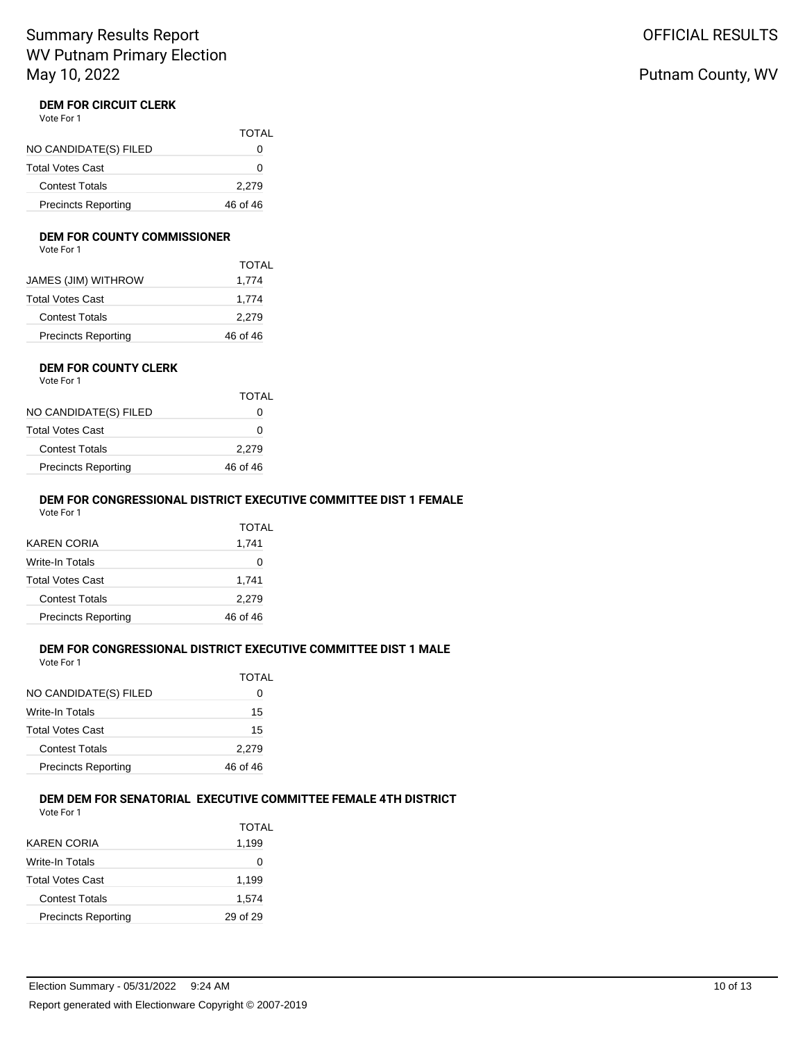## DEM FOR CIRCUIT CLERK

Vote For 1

| | TOTAL |
|---|---|
| NO CANDIDATE(S) FILED | 0 |
| Total Votes Cast | 0 |
| Contest Totals | 2,279 |
| Precincts Reporting | 46 of 46 |

## DEM FOR COUNTY COMMISSIONER

Vote For 1

| | TOTAL |
|---|---|
| JAMES (JIM) WITHROW | 1,774 |
| Total Votes Cast | 1,774 |
| Contest Totals | 2,279 |
| Precincts Reporting | 46 of 46 |

## DEM FOR COUNTY CLERK

Vote For 1

| | TOTAL |
|---|---|
| NO CANDIDATE(S) FILED | 0 |
| Total Votes Cast | 0 |
| Contest Totals | 2,279 |
| Precincts Reporting | 46 of 46 |

## DEM FOR CONGRESSIONAL DISTRICT EXECUTIVE COMMITTEE DIST 1 FEMALE

Vote For 1

| | TOTAL |
|---|---|
| KAREN CORIA | 1,741 |
| Write-In Totals | 0 |
| Total Votes Cast | 1,741 |
| Contest Totals | 2,279 |
| Precincts Reporting | 46 of 46 |

## DEM FOR CONGRESSIONAL DISTRICT EXECUTIVE COMMITTEE DIST 1 MALE

Vote For 1

| | TOTAL |
|---|---|
| NO CANDIDATE(S) FILED | 0 |
| Write-In Totals | 15 |
| Total Votes Cast | 15 |
| Contest Totals | 2,279 |
| Precincts Reporting | 46 of 46 |

## DEM DEM FOR SENATORIAL EXECUTIVE COMMITTEE FEMALE 4TH DISTRICT

Vote For 1

| | TOTAL |
|---|---|
| KAREN CORIA | 1,199 |
| Write-In Totals | 0 |
| Total Votes Cast | 1,199 |
| Contest Totals | 1,574 |
| Precincts Reporting | 29 of 29 |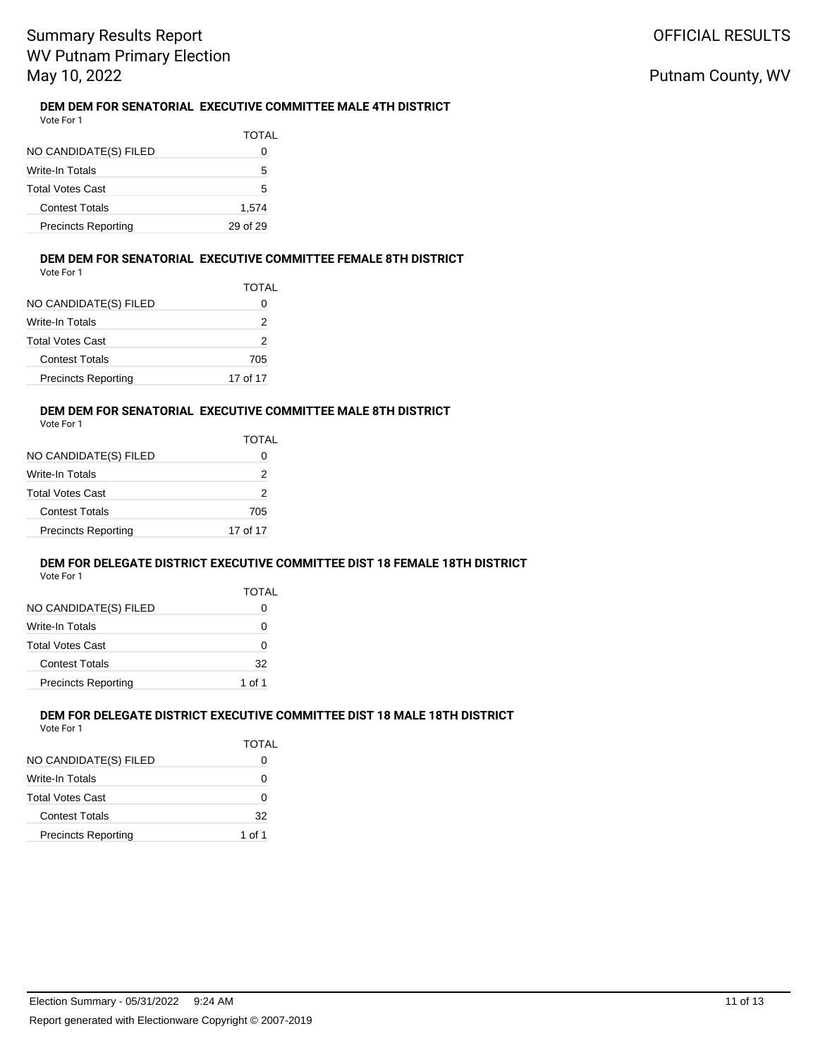### DEM DEM FOR SENATORIAL EXECUTIVE COMMITTEE MALE 4TH DISTRICT

Vote For 1

| | TOTAL |
|---|---|
| NO CANDIDATE(S) FILED | 0 |
| Write-In Totals | 5 |
| Total Votes Cast | 5 |
| Contest Totals | 1,574 |
| Precincts Reporting | 29 of 29 |

### DEM DEM FOR SENATORIAL EXECUTIVE COMMITTEE FEMALE 8TH DISTRICT

Vote For 1

| | TOTAL |
|---|---|
| NO CANDIDATE(S) FILED | 0 |
| Write-In Totals | 2 |
| Total Votes Cast | 2 |
| Contest Totals | 705 |
| Precincts Reporting | 17 of 17 |

### DEM DEM FOR SENATORIAL EXECUTIVE COMMITTEE MALE 8TH DISTRICT

Vote For 1

| | TOTAL |
|---|---|
| NO CANDIDATE(S) FILED | 0 |
| Write-In Totals | 2 |
| Total Votes Cast | 2 |
| Contest Totals | 705 |
| Precincts Reporting | 17 of 17 |

### DEM FOR DELEGATE DISTRICT EXECUTIVE COMMITTEE DIST 18 FEMALE 18TH DISTRICT

Vote For 1

| | TOTAL |
|---|---|
| NO CANDIDATE(S) FILED | 0 |
| Write-In Totals | 0 |
| Total Votes Cast | 0 |
| Contest Totals | 32 |
| Precincts Reporting | 1 of 1 |

### DEM FOR DELEGATE DISTRICT EXECUTIVE COMMITTEE DIST 18 MALE 18TH DISTRICT

Vote For 1

| | TOTAL |
|---|---|
| NO CANDIDATE(S) FILED | 0 |
| Write-In Totals | 0 |
| Total Votes Cast | 0 |
| Contest Totals | 32 |
| Precincts Reporting | 1 of 1 |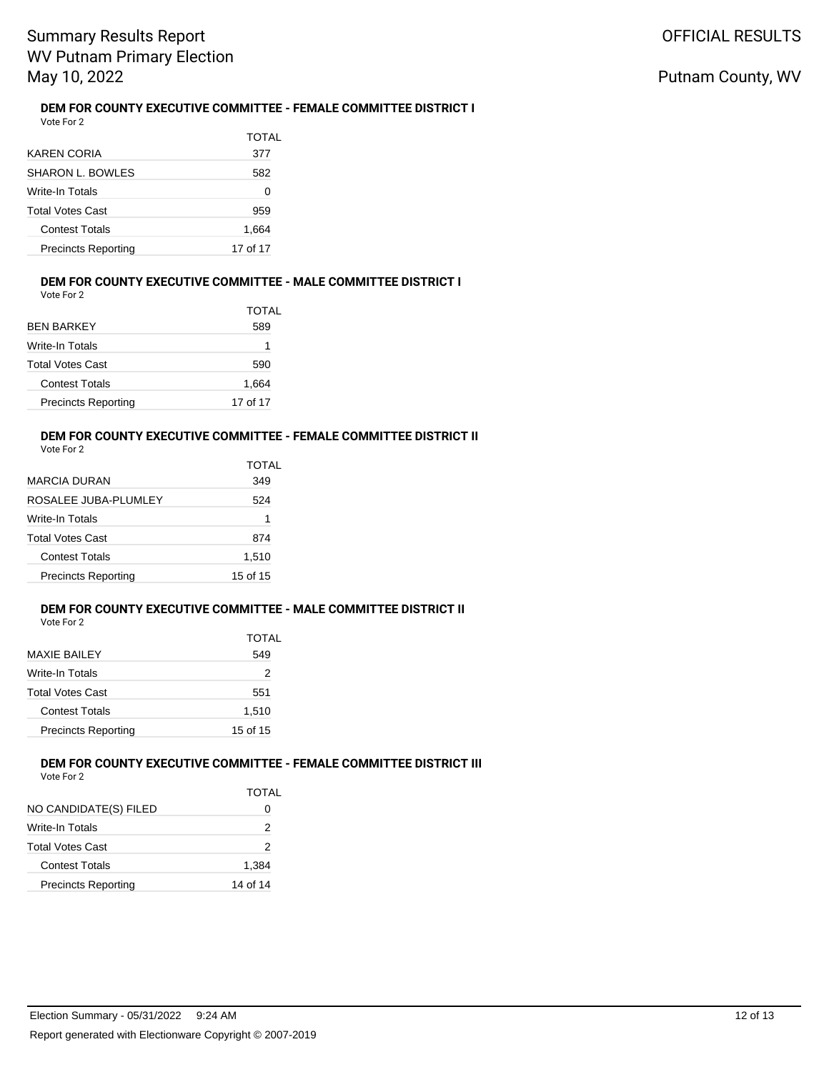### DEM FOR COUNTY EXECUTIVE COMMITTEE - FEMALE COMMITTEE DISTRICT I

Vote For 2

| | TOTAL |
|---|---|
| KAREN CORIA | 377 |
| SHARON L. BOWLES | 582 |
| Write-In Totals | 0 |
| Total Votes Cast | 959 |
| Contest Totals | 1,664 |
| Precincts Reporting | 17 of 17 |

### DEM FOR COUNTY EXECUTIVE COMMITTEE - MALE COMMITTEE DISTRICT I

Vote For 2

| | TOTAL |
|---|---|
| BEN BARKEY | 589 |
| Write-In Totals | 1 |
| Total Votes Cast | 590 |
| Contest Totals | 1,664 |
| Precincts Reporting | 17 of 17 |

### DEM FOR COUNTY EXECUTIVE COMMITTEE - FEMALE COMMITTEE DISTRICT II

Vote For 2

| | TOTAL |
|---|---|
| MARCIA DURAN | 349 |
| ROSALEE JUBA-PLUMLEY | 524 |
| Write-In Totals | 1 |
| Total Votes Cast | 874 |
| Contest Totals | 1,510 |
| Precincts Reporting | 15 of 15 |

### DEM FOR COUNTY EXECUTIVE COMMITTEE - MALE COMMITTEE DISTRICT II

Vote For 2

| | TOTAL |
|---|---|
| MAXIE BAILEY | 549 |
| Write-In Totals | 2 |
| Total Votes Cast | 551 |
| Contest Totals | 1,510 |
| Precincts Reporting | 15 of 15 |

### DEM FOR COUNTY EXECUTIVE COMMITTEE - FEMALE COMMITTEE DISTRICT III

Vote For 2

| | TOTAL |
|---|---|
| NO CANDIDATE(S) FILED | 0 |
| Write-In Totals | 2 |
| Total Votes Cast | 2 |
| Contest Totals | 1,384 |
| Precincts Reporting | 14 of 14 |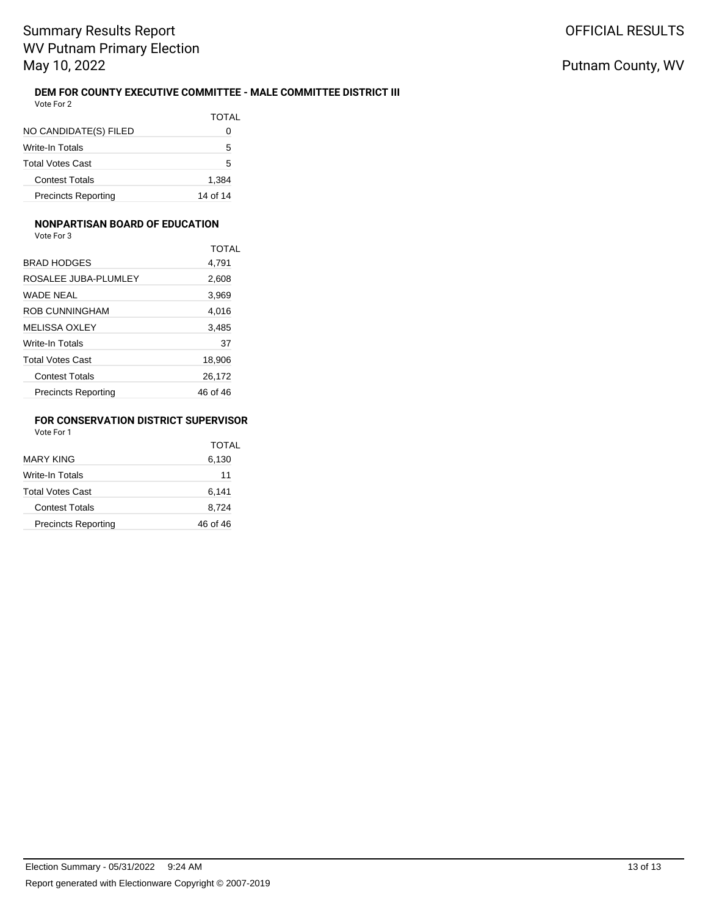## DEM FOR COUNTY EXECUTIVE COMMITTEE - MALE COMMITTEE DISTRICT III

Vote For 2

| | TOTAL |
|---|---|
| NO CANDIDATE(S) FILED | 0 |
| Write-In Totals | 5 |
| Total Votes Cast | 5 |
| Contest Totals | 1,384 |
| Precincts Reporting | 14 of 14 |

## NONPARTISAN BOARD OF EDUCATION

Vote For 3

| | TOTAL |
|---|---|
| BRAD HODGES | 4,791 |
| ROSALEE JUBA-PLUMLEY | 2,608 |
| WADE NEAL | 3,969 |
| ROB CUNNINGHAM | 4,016 |
| MELISSA OXLEY | 3,485 |
| Write-In Totals | 37 |
| Total Votes Cast | 18,906 |
| Contest Totals | 26,172 |
| Precincts Reporting | 46 of 46 |

## FOR CONSERVATION DISTRICT SUPERVISOR

Vote For 1

| | TOTAL |
|---|---|
| MARY KING | 6,130 |
| Write-In Totals | 11 |
| Total Votes Cast | 6,141 |
| Contest Totals | 8,724 |
| Precincts Reporting | 46 of 46 |